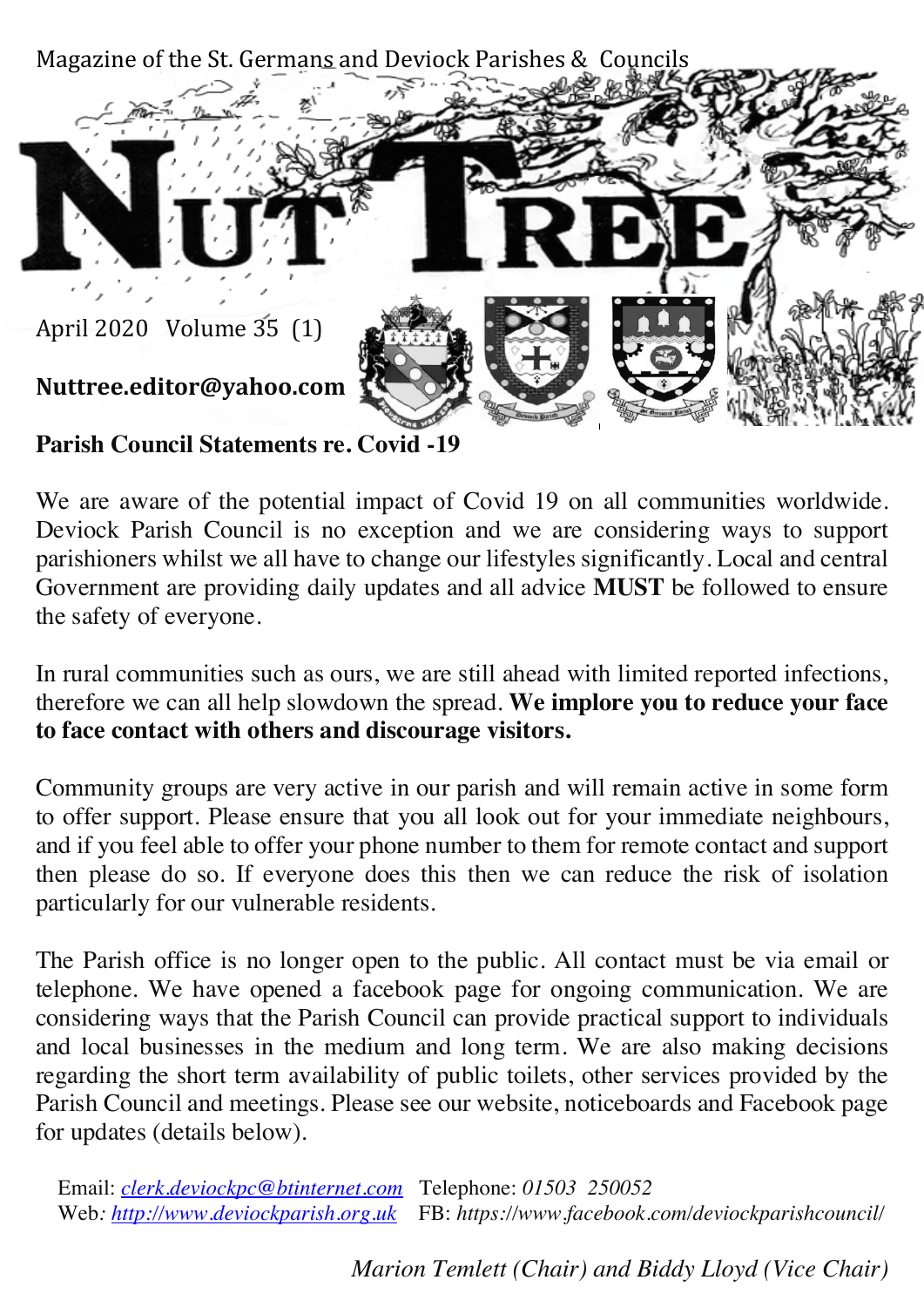Magazine of the St. Germans and Deviock Parishes & Councils

# NUT TREE

April 2020 Volume 35 (1)

**Nuttree.editor@yahoo.com**

## Parish Council Statements re. Covid -19

We are aware of the potential impact of Covid 19 on all communities worldwide. Deviock Parish Council is no exception and we are considering ways to support parishioners whilst we all have to change our lifestyles significantly. Local and central Government are providing daily updates and all advice **MUST** be followed to ensure the safety of everyone.

In rural communities such as ours, we are still ahead with limited reported infections, therefore we can all help slowdown the spread. **We implore you to reduce your face to face contact with others and discourage visitors.**

Community groups are very active in our parish and will remain active in some form to offer support. Please ensure that you all look out for your immediate neighbours, and if you feel able to offer your phone number to them for remote contact and support then please do so. If everyone does this then we can reduce the risk of isolation particularly for our vulnerable residents.

The Parish office is no longer open to the public. All contact must be via email or telephone. We have opened a facebook page for ongoing communication. We are considering ways that the Parish Council can provide practical support to individuals and local businesses in the medium and long term. We are also making decisions regarding the short term availability of public toilets, other services provided by the Parish Council and meetings. Please see our website, noticeboards and Facebook page for updates (details below).

Email: *clerk.deviockpc@btinternet.com* Telephone: *01503 250052*
Web*: http://www.deviockparish.org.uk* FB: *https://www.facebook.com/deviockparishcouncil/*

*Marion Temlett (Chair) and Biddy Lloyd (Vice Chair)*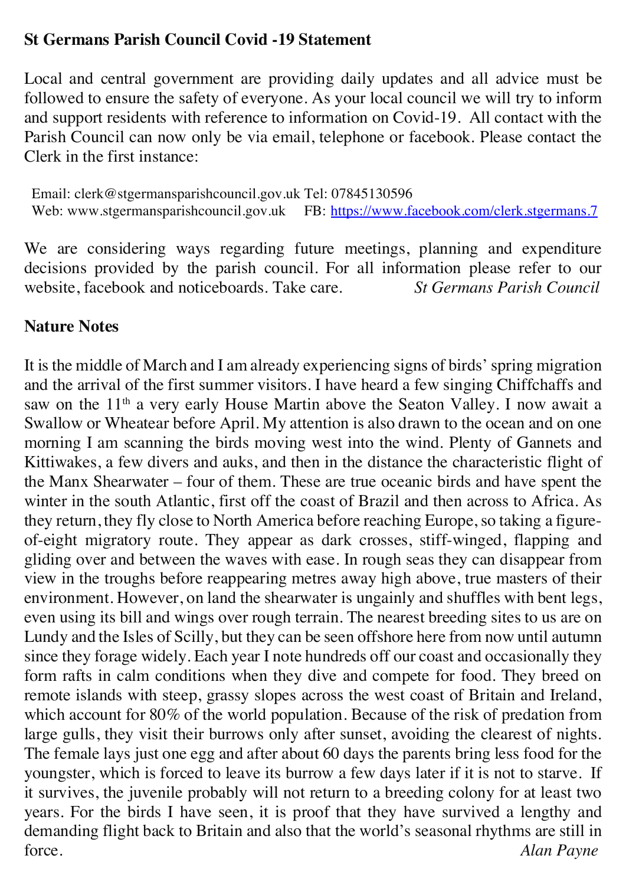## St Germans Parish Council Covid -19 Statement

Local and central government are providing daily updates and all advice must be followed to ensure the safety of everyone. As your local council we will try to inform and support residents with reference to information on Covid-19. All contact with the Parish Council can now only be via email, telephone or facebook. Please contact the Clerk in the first instance:

Email: clerk@stgermansparishcouncil.gov.uk Tel: 07845130596
Web: www.stgermansparishcouncil.gov.uk FB: https://www.facebook.com/clerk.stgermans.7

We are considering ways regarding future meetings, planning and expenditure decisions provided by the parish council. For all information please refer to our website, facebook and noticeboards. Take care. *St Germans Parish Council*

## Nature Notes

It is the middle of March and I am already experiencing signs of birds' spring migration and the arrival of the first summer visitors. I have heard a few singing Chiffchaffs and saw on the 11th a very early House Martin above the Seaton Valley. I now await a Swallow or Wheatear before April. My attention is also drawn to the ocean and on one morning I am scanning the birds moving west into the wind. Plenty of Gannets and Kittiwakes, a few divers and auks, and then in the distance the characteristic flight of the Manx Shearwater – four of them. These are true oceanic birds and have spent the winter in the south Atlantic, first off the coast of Brazil and then across to Africa. As they return, they fly close to North America before reaching Europe, so taking a figure-of-eight migratory route. They appear as dark crosses, stiff-winged, flapping and gliding over and between the waves with ease. In rough seas they can disappear from view in the troughs before reappearing metres away high above, true masters of their environment. However, on land the shearwater is ungainly and shuffles with bent legs, even using its bill and wings over rough terrain. The nearest breeding sites to us are on Lundy and the Isles of Scilly, but they can be seen offshore here from now until autumn since they forage widely. Each year I note hundreds off our coast and occasionally they form rafts in calm conditions when they dive and compete for food. They breed on remote islands with steep, grassy slopes across the west coast of Britain and Ireland, which account for 80% of the world population. Because of the risk of predation from large gulls, they visit their burrows only after sunset, avoiding the clearest of nights. The female lays just one egg and after about 60 days the parents bring less food for the youngster, which is forced to leave its burrow a few days later if it is not to starve. If it survives, the juvenile probably will not return to a breeding colony for at least two years. For the birds I have seen, it is proof that they have survived a lengthy and demanding flight back to Britain and also that the world's seasonal rhythms are still in force. *Alan Payne*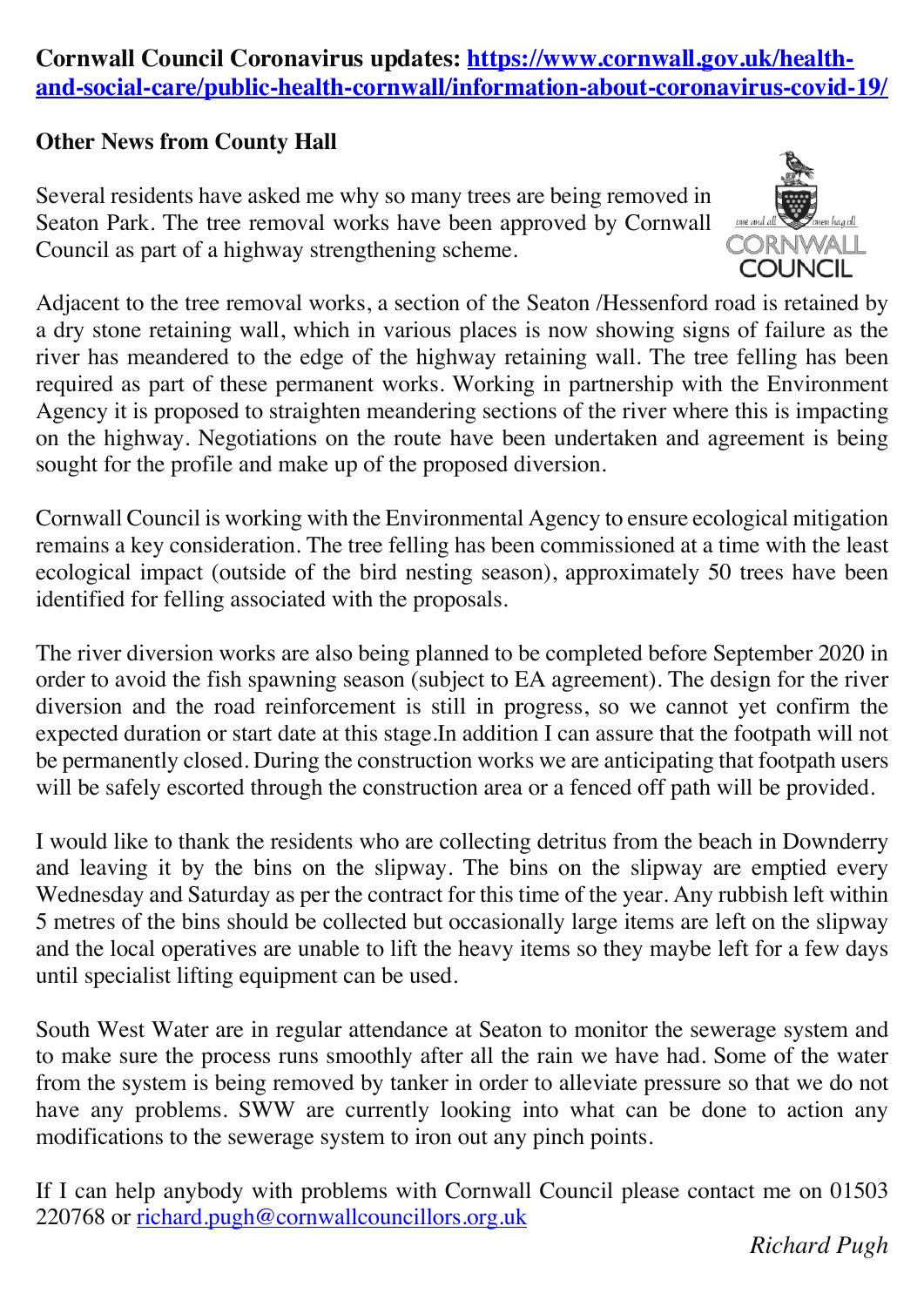**Cornwall Council Coronavirus updates: [https://www.cornwall.gov.uk/health-and-social-care/public-health-cornwall/information-about-coronavirus-covid-19/](https://www.cornwall.gov.uk/health-and-social-care/public-health-cornwall/information-about-coronavirus-covid-19/)**

**Other News from County Hall**

Several residents have asked me why so many trees are being removed in Seaton Park. The tree removal works have been approved by Cornwall Council as part of a highway strengthening scheme.

Adjacent to the tree removal works, a section of the Seaton /Hessenford road is retained by a dry stone retaining wall, which in various places is now showing signs of failure as the river has meandered to the edge of the highway retaining wall. The tree felling has been required as part of these permanent works. Working in partnership with the Environment Agency it is proposed to straighten meandering sections of the river where this is impacting on the highway. Negotiations on the route have been undertaken and agreement is being sought for the profile and make up of the proposed diversion.

Cornwall Council is working with the Environmental Agency to ensure ecological mitigation remains a key consideration. The tree felling has been commissioned at a time with the least ecological impact (outside of the bird nesting season), approximately 50 trees have been identified for felling associated with the proposals.

The river diversion works are also being planned to be completed before September 2020 in order to avoid the fish spawning season (subject to EA agreement). The design for the river diversion and the road reinforcement is still in progress, so we cannot yet confirm the expected duration or start date at this stage.In addition I can assure that the footpath will not be permanently closed. During the construction works we are anticipating that footpath users will be safely escorted through the construction area or a fenced off path will be provided.

I would like to thank the residents who are collecting detritus from the beach in Downderry and leaving it by the bins on the slipway. The bins on the slipway are emptied every Wednesday and Saturday as per the contract for this time of the year. Any rubbish left within 5 metres of the bins should be collected but occasionally large items are left on the slipway and the local operatives are unable to lift the heavy items so they maybe left for a few days until specialist lifting equipment can be used.

South West Water are in regular attendance at Seaton to monitor the sewerage system and to make sure the process runs smoothly after all the rain we have had. Some of the water from the system is being removed by tanker in order to alleviate pressure so that we do not have any problems. SWW are currently looking into what can be done to action any modifications to the sewerage system to iron out any pinch points.

If I can help anybody with problems with Cornwall Council please contact me on 01503 220768 or [richard.pugh@cornwallcouncillors.org.uk](mailto:richard.pugh@cornwallcouncillors.org.uk)

*Richard Pugh*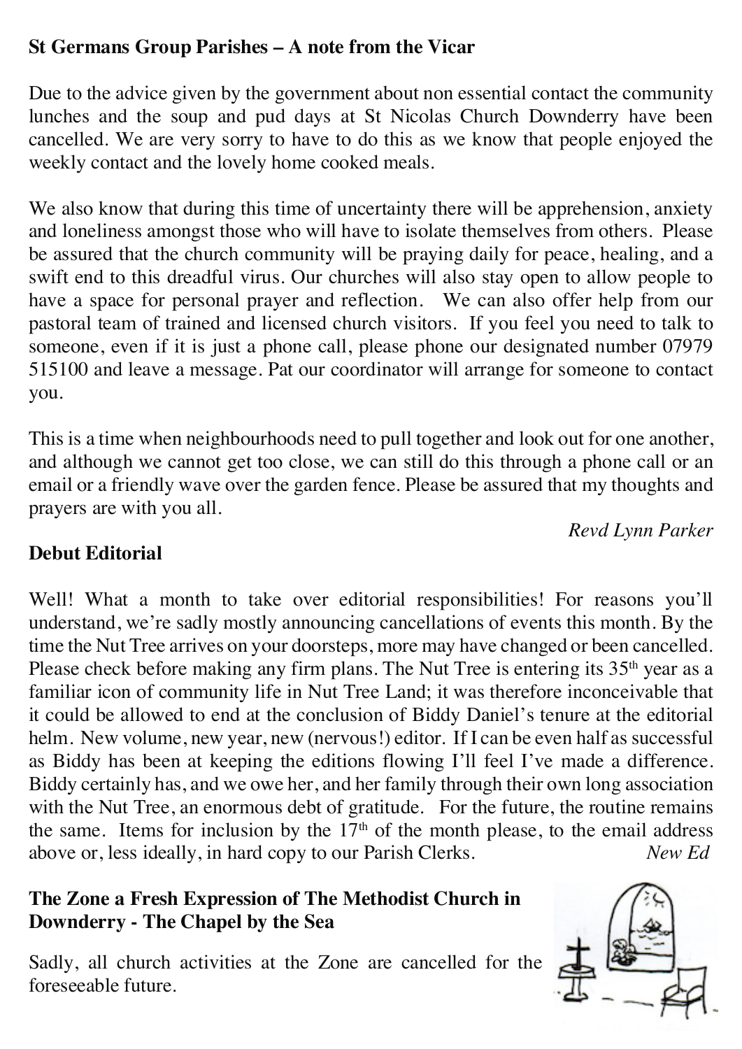## St Germans Group Parishes – A note from the Vicar

Due to the advice given by the government about non essential contact the community lunches and the soup and pud days at St Nicolas Church Downderry have been cancelled. We are very sorry to have to do this as we know that people enjoyed the weekly contact and the lovely home cooked meals.

We also know that during this time of uncertainty there will be apprehension, anxiety and loneliness amongst those who will have to isolate themselves from others. Please be assured that the church community will be praying daily for peace, healing, and a swift end to this dreadful virus. Our churches will also stay open to allow people to have a space for personal prayer and reflection. We can also offer help from our pastoral team of trained and licensed church visitors. If you feel you need to talk to someone, even if it is just a phone call, please phone our designated number 07979 515100 and leave a message. Pat our coordinator will arrange for someone to contact you.

This is a time when neighbourhoods need to pull together and look out for one another, and although we cannot get too close, we can still do this through a phone call or an email or a friendly wave over the garden fence. Please be assured that my thoughts and prayers are with you all.

*Revd Lynn Parker*

## Debut Editorial

Well! What a month to take over editorial responsibilities! For reasons you'll understand, we're sadly mostly announcing cancellations of events this month. By the time the Nut Tree arrives on your doorsteps, more may have changed or been cancelled. Please check before making any firm plans. The Nut Tree is entering its 35th year as a familiar icon of community life in Nut Tree Land; it was therefore inconceivable that it could be allowed to end at the conclusion of Biddy Daniel's tenure at the editorial helm. New volume, new year, new (nervous!) editor. If I can be even half as successful as Biddy has been at keeping the editions flowing I'll feel I've made a difference. Biddy certainly has, and we owe her, and her family through their own long association with the Nut Tree, an enormous debt of gratitude. For the future, the routine remains the same. Items for inclusion by the 17th of the month please, to the email address above or, less ideally, in hard copy to our Parish Clerks.

*New Ed*

## The Zone a Fresh Expression of The Methodist Church in Downderry - The Chapel by the Sea

Sadly, all church activities at the Zone are cancelled for the foreseeable future.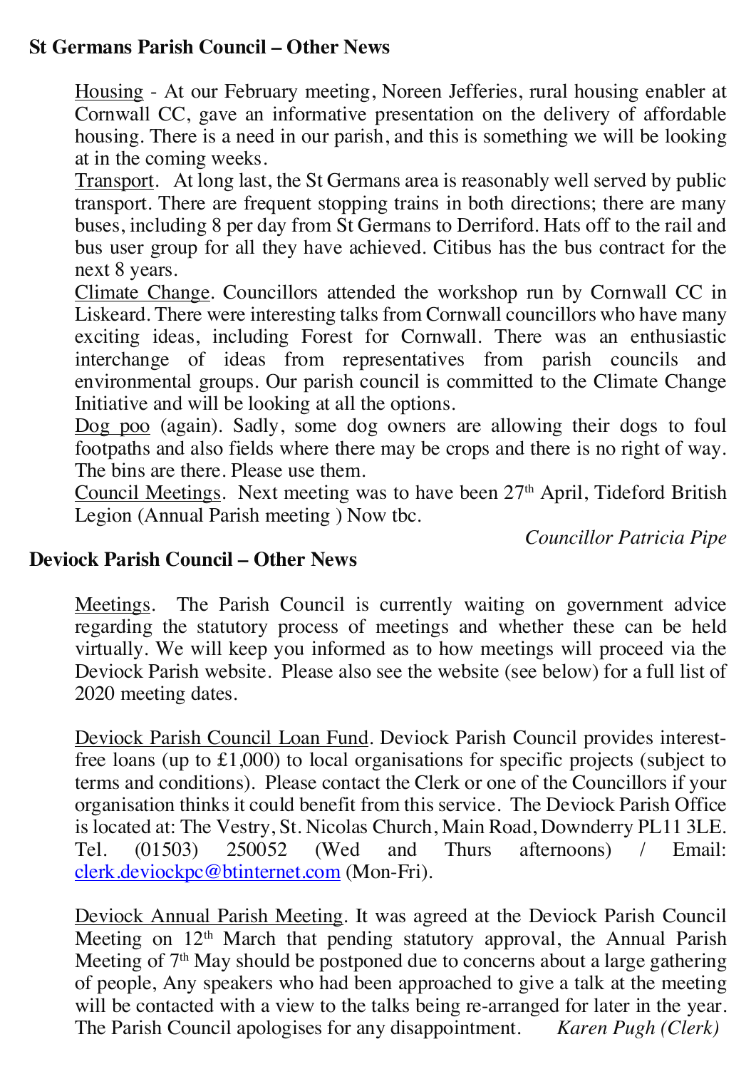## St Germans Parish Council – Other News

Housing - At our February meeting, Noreen Jefferies, rural housing enabler at Cornwall CC, gave an informative presentation on the delivery of affordable housing. There is a need in our parish, and this is something we will be looking at in the coming weeks.

Transport. At long last, the St Germans area is reasonably well served by public transport. There are frequent stopping trains in both directions; there are many buses, including 8 per day from St Germans to Derriford. Hats off to the rail and bus user group for all they have achieved. Citibus has the bus contract for the next 8 years.

Climate Change. Councillors attended the workshop run by Cornwall CC in Liskeard. There were interesting talks from Cornwall councillors who have many exciting ideas, including Forest for Cornwall. There was an enthusiastic interchange of ideas from representatives from parish councils and environmental groups. Our parish council is committed to the Climate Change Initiative and will be looking at all the options.

Dog poo (again). Sadly, some dog owners are allowing their dogs to foul footpaths and also fields where there may be crops and there is no right of way. The bins are there. Please use them.

Council Meetings. Next meeting was to have been 27th April, Tideford British Legion (Annual Parish meeting ) Now tbc.

*Councillor Patricia Pipe*

## Deviock Parish Council – Other News

Meetings. The Parish Council is currently waiting on government advice regarding the statutory process of meetings and whether these can be held virtually. We will keep you informed as to how meetings will proceed via the Deviock Parish website. Please also see the website (see below) for a full list of 2020 meeting dates.

Deviock Parish Council Loan Fund. Deviock Parish Council provides interest-free loans (up to £1,000) to local organisations for specific projects (subject to terms and conditions). Please contact the Clerk or one of the Councillors if your organisation thinks it could benefit from this service. The Deviock Parish Office is located at: The Vestry, St. Nicolas Church, Main Road, Downderry PL11 3LE. Tel. (01503) 250052 (Wed and Thurs afternoons) / Email: clerk.deviockpc@btinternet.com (Mon-Fri).

Deviock Annual Parish Meeting. It was agreed at the Deviock Parish Council Meeting on 12th March that pending statutory approval, the Annual Parish Meeting of 7th May should be postponed due to concerns about a large gathering of people, Any speakers who had been approached to give a talk at the meeting will be contacted with a view to the talks being re-arranged for later in the year. The Parish Council apologises for any disappointment. *Karen Pugh (Clerk)*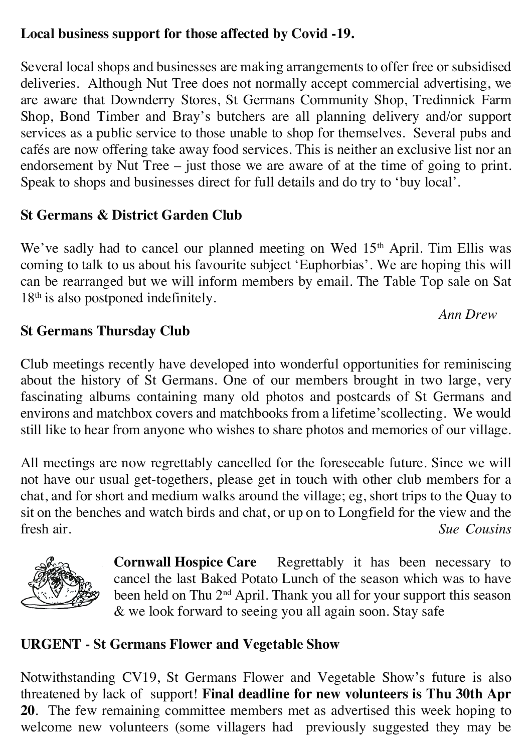**Local business support for those affected by Covid -19.**

Several local shops and businesses are making arrangements to offer free or subsidised deliveries. Although Nut Tree does not normally accept commercial advertising, we are aware that Downderry Stores, St Germans Community Shop, Tredinnick Farm Shop, Bond Timber and Bray's butchers are all planning delivery and/or support services as a public service to those unable to shop for themselves. Several pubs and cafés are now offering take away food services. This is neither an exclusive list nor an endorsement by Nut Tree – just those we are aware of at the time of going to print. Speak to shops and businesses direct for full details and do try to 'buy local'.

**St Germans & District Garden Club**

We've sadly had to cancel our planned meeting on Wed 15th April. Tim Ellis was coming to talk to us about his favourite subject 'Euphorbias'. We are hoping this will can be rearranged but we will inform members by email. The Table Top sale on Sat 18th is also postponed indefinitely.

*Ann Drew*

**St Germans Thursday Club**

Club meetings recently have developed into wonderful opportunities for reminiscing about the history of St Germans. One of our members brought in two large, very fascinating albums containing many old photos and postcards of St Germans and environs and matchbox covers and matchbooks from a lifetime'scollecting. We would still like to hear from anyone who wishes to share photos and memories of our village.

All meetings are now regrettably cancelled for the foreseeable future. Since we will not have our usual get-togethers, please get in touch with other club members for a chat, and for short and medium walks around the village; eg, short trips to the Quay to sit on the benches and watch birds and chat, or up on to Longfield for the view and the fresh air.

*Sue Cousins*

**Cornwall Hospice Care** Regrettably it has been necessary to cancel the last Baked Potato Lunch of the season which was to have been held on Thu 2nd April. Thank you all for your support this season & we look forward to seeing you all again soon. Stay safe

**URGENT - St Germans Flower and Vegetable Show**

Notwithstanding CV19, St Germans Flower and Vegetable Show's future is also threatened by lack of support! **Final deadline for new volunteers is Thu 30th Apr 20**. The few remaining committee members met as advertised this week hoping to welcome new volunteers (some villagers had previously suggested they may be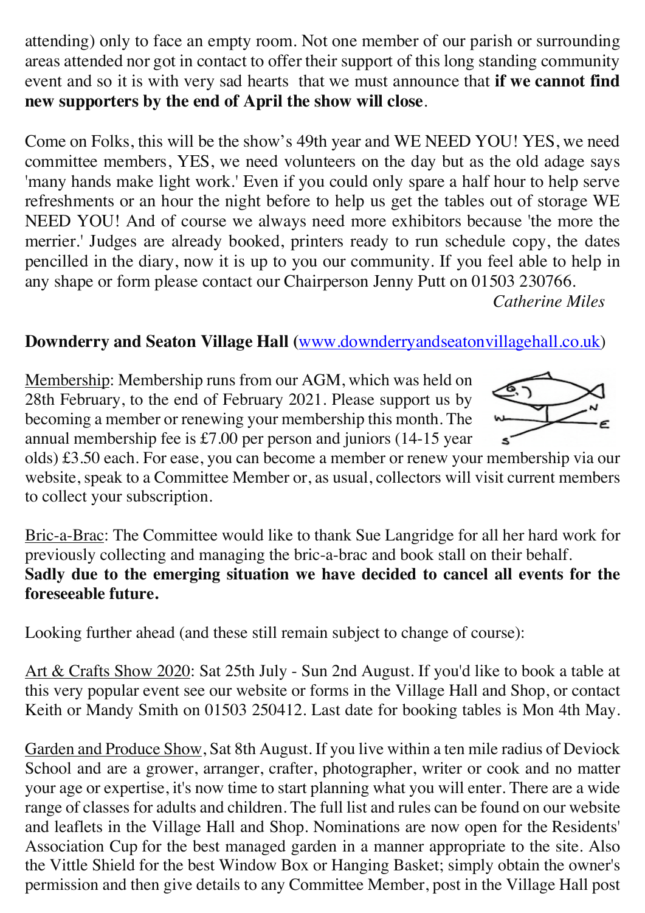attending) only to face an empty room. Not one member of our parish or surrounding areas attended nor got in contact to offer their support of this long standing community event and so it is with very sad hearts that we must announce that **if we cannot find new supporters by the end of April the show will close**.

Come on Folks, this will be the show's 49th year and WE NEED YOU! YES, we need committee members, YES, we need volunteers on the day but as the old adage says 'many hands make light work.' Even if you could only spare a half hour to help serve refreshments or an hour the night before to help us get the tables out of storage WE NEED YOU! And of course we always need more exhibitors because 'the more the merrier.' Judges are already booked, printers ready to run schedule copy, the dates pencilled in the diary, now it is up to you our community. If you feel able to help in any shape or form please contact our Chairperson Jenny Putt on 01503 230766.

*Catherine Miles*

**Downderry and Seaton Village Hall (**www.downderryandseatonvillagehall.co.uk**)**

Membership: Membership runs from our AGM, which was held on 28th February, to the end of February 2021. Please support us by becoming a member or renewing your membership this month. The annual membership fee is £7.00 per person and juniors (14-15 year olds) £3.50 each. For ease, you can become a member or renew your membership via our website, speak to a Committee Member or, as usual, collectors will visit current members to collect your subscription.

Bric-a-Brac: The Committee would like to thank Sue Langridge for all her hard work for previously collecting and managing the bric-a-brac and book stall on their behalf.
**Sadly due to the emerging situation we have decided to cancel all events for the foreseeable future.**

Looking further ahead (and these still remain subject to change of course):

Art & Crafts Show 2020: Sat 25th July - Sun 2nd August. If you'd like to book a table at this very popular event see our website or forms in the Village Hall and Shop, or contact Keith or Mandy Smith on 01503 250412. Last date for booking tables is Mon 4th May.

Garden and Produce Show, Sat 8th August. If you live within a ten mile radius of Deviock School and are a grower, arranger, crafter, photographer, writer or cook and no matter your age or expertise, it's now time to start planning what you will enter. There are a wide range of classes for adults and children. The full list and rules can be found on our website and leaflets in the Village Hall and Shop. Nominations are now open for the Residents' Association Cup for the best managed garden in a manner appropriate to the site. Also the Vittle Shield for the best Window Box or Hanging Basket; simply obtain the owner's permission and then give details to any Committee Member, post in the Village Hall post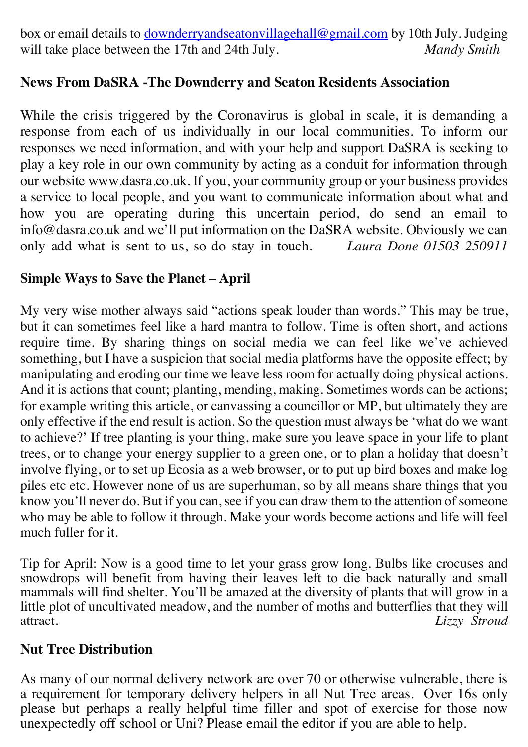box or email details to downderryandseatonvillagehall@gmail.com by 10th July. Judging will take place between the 17th and 24th July. *Mandy Smith*

## News From DaSRA -The Downderry and Seaton Residents Association

While the crisis triggered by the Coronavirus is global in scale, it is demanding a response from each of us individually in our local communities. To inform our responses we need information, and with your help and support DaSRA is seeking to play a key role in our own community by acting as a conduit for information through our website www.dasra.co.uk. If you, your community group or your business provides a service to local people, and you want to communicate information about what and how you are operating during this uncertain period, do send an email to info@dasra.co.uk and we'll put information on the DaSRA website. Obviously we can only add what is sent to us, so do stay in touch. *Laura Done 01503 250911*

## Simple Ways to Save the Planet – April

My very wise mother always said "actions speak louder than words." This may be true, but it can sometimes feel like a hard mantra to follow. Time is often short, and actions require time. By sharing things on social media we can feel like we've achieved something, but I have a suspicion that social media platforms have the opposite effect; by manipulating and eroding our time we leave less room for actually doing physical actions. And it is actions that count; planting, mending, making. Sometimes words can be actions; for example writing this article, or canvassing a councillor or MP, but ultimately they are only effective if the end result is action. So the question must always be 'what do we want to achieve?' If tree planting is your thing, make sure you leave space in your life to plant trees, or to change your energy supplier to a green one, or to plan a holiday that doesn't involve flying, or to set up Ecosia as a web browser, or to put up bird boxes and make log piles etc etc. However none of us are superhuman, so by all means share things that you know you'll never do. But if you can, see if you can draw them to the attention of someone who may be able to follow it through. Make your words become actions and life will feel much fuller for it.

Tip for April: Now is a good time to let your grass grow long. Bulbs like crocuses and snowdrops will benefit from having their leaves left to die back naturally and small mammals will find shelter. You'll be amazed at the diversity of plants that will grow in a little plot of uncultivated meadow, and the number of moths and butterflies that they will attract. *Lizzy Stroud*

## Nut Tree Distribution

As many of our normal delivery network are over 70 or otherwise vulnerable, there is a requirement for temporary delivery helpers in all Nut Tree areas. Over 16s only please but perhaps a really helpful time filler and spot of exercise for those now unexpectedly off school or Uni? Please email the editor if you are able to help.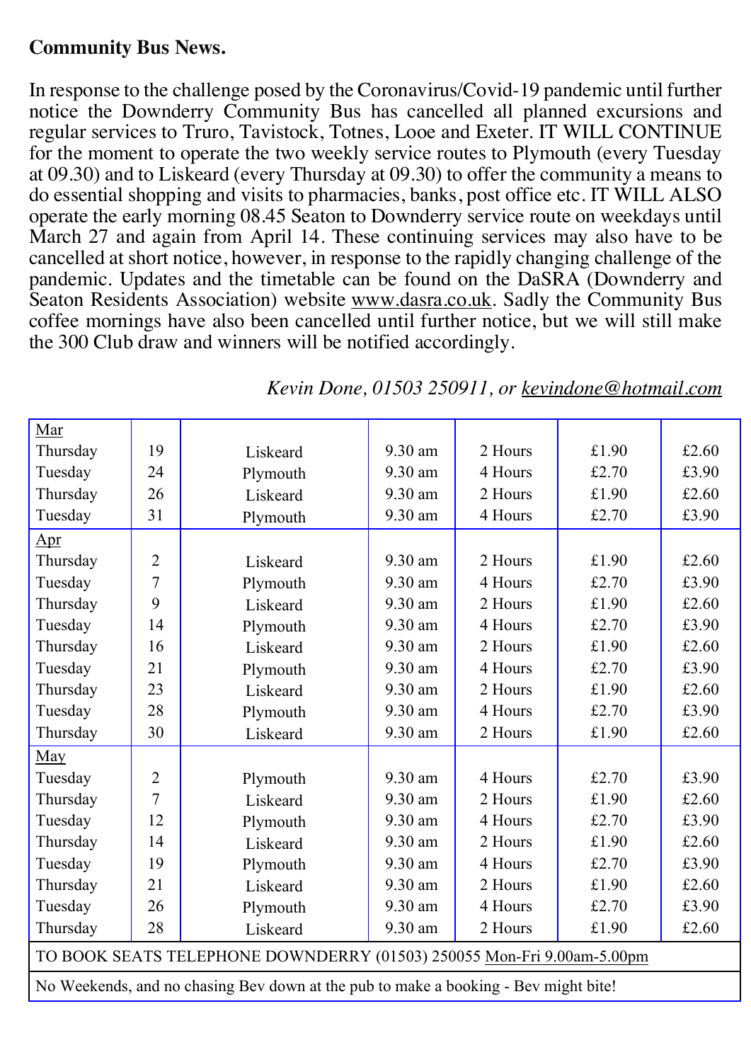**Community Bus News.**

In response to the challenge posed by the Coronavirus/Covid-19 pandemic until further notice the Downderry Community Bus has cancelled all planned excursions and regular services to Truro, Tavistock, Totnes, Looe and Exeter. IT WILL CONTINUE for the moment to operate the two weekly service routes to Plymouth (every Tuesday at 09.30) and to Liskeard (every Thursday at 09.30) to offer the community a means to do essential shopping and visits to pharmacies, banks, post office etc. IT WILL ALSO operate the early morning 08.45 Seaton to Downderry service route on weekdays until March 27 and again from April 14. These continuing services may also have to be cancelled at short notice, however, in response to the rapidly changing challenge of the pandemic. Updates and the timetable can be found on the DaSRA (Downderry and Seaton Residents Association) website www.dasra.co.uk. Sadly the Community Bus coffee mornings have also been cancelled until further notice, but we will still make the 300 Club draw and winners will be notified accordingly.

*Kevin Done, 01503 250911, or kevindone@hotmail.com*

| Mar | | | | | | |
|---|---|---|---|---|---|---|
| Thursday | 19 | Liskeard | 9.30 am | 2 Hours | £1.90 | £2.60 |
| Tuesday | 24 | Plymouth | 9.30 am | 4 Hours | £2.70 | £3.90 |
| Thursday | 26 | Liskeard | 9.30 am | 2 Hours | £1.90 | £2.60 |
| Tuesday | 31 | Plymouth | 9.30 am | 4 Hours | £2.70 | £3.90 |
| Apr | | | | | | |
| Thursday | 2 | Liskeard | 9.30 am | 2 Hours | £1.90 | £2.60 |
| Tuesday | 7 | Plymouth | 9.30 am | 4 Hours | £2.70 | £3.90 |
| Thursday | 9 | Liskeard | 9.30 am | 2 Hours | £1.90 | £2.60 |
| Tuesday | 14 | Plymouth | 9.30 am | 4 Hours | £2.70 | £3.90 |
| Thursday | 16 | Liskeard | 9.30 am | 2 Hours | £1.90 | £2.60 |
| Tuesday | 21 | Plymouth | 9.30 am | 4 Hours | £2.70 | £3.90 |
| Thursday | 23 | Liskeard | 9.30 am | 2 Hours | £1.90 | £2.60 |
| Tuesday | 28 | Plymouth | 9.30 am | 4 Hours | £2.70 | £3.90 |
| Thursday | 30 | Liskeard | 9.30 am | 2 Hours | £1.90 | £2.60 |
| May | | | | | | |
| Tuesday | 2 | Plymouth | 9.30 am | 4 Hours | £2.70 | £3.90 |
| Thursday | 7 | Liskeard | 9.30 am | 2 Hours | £1.90 | £2.60 |
| Tuesday | 12 | Plymouth | 9.30 am | 4 Hours | £2.70 | £3.90 |
| Thursday | 14 | Liskeard | 9.30 am | 2 Hours | £1.90 | £2.60 |
| Tuesday | 19 | Plymouth | 9.30 am | 4 Hours | £2.70 | £3.90 |
| Thursday | 21 | Liskeard | 9.30 am | 2 Hours | £1.90 | £2.60 |
| Tuesday | 26 | Plymouth | 9.30 am | 4 Hours | £2.70 | £3.90 |
| Thursday | 28 | Liskeard | 9.30 am | 2 Hours | £1.90 | £2.60 |

TO BOOK SEATS TELEPHONE DOWNDERRY (01503) 250055 Mon-Fri 9.00am-5.00pm

No Weekends, and no chasing Bev down at the pub to make a booking - Bev might bite!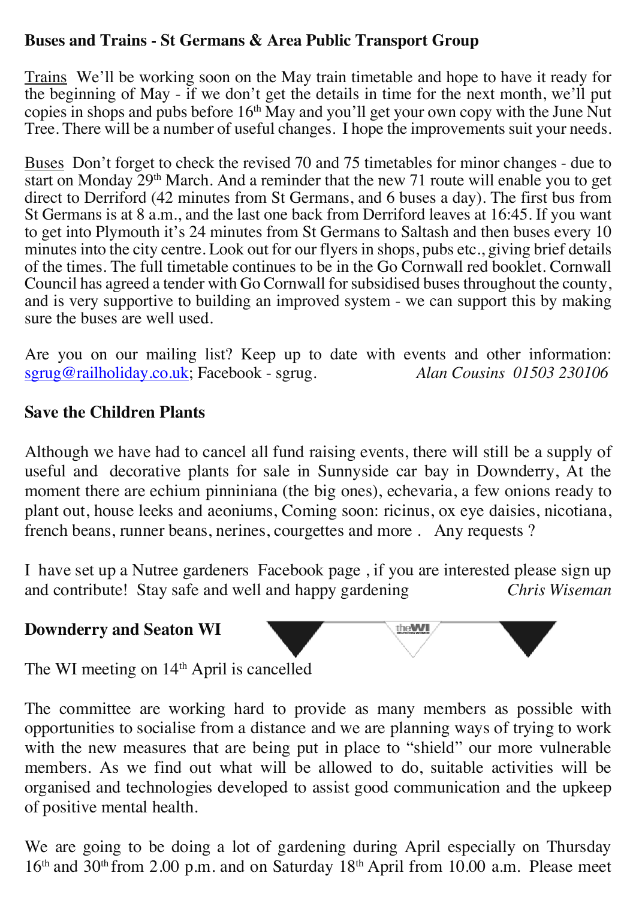**Buses and Trains - St Germans & Area Public Transport Group**

Trains We'll be working soon on the May train timetable and hope to have it ready for the beginning of May - if we don't get the details in time for the next month, we'll put copies in shops and pubs before 16th May and you'll get your own copy with the June Nut Tree. There will be a number of useful changes. I hope the improvements suit your needs.

Buses Don't forget to check the revised 70 and 75 timetables for minor changes - due to start on Monday 29th March. And a reminder that the new 71 route will enable you to get direct to Derriford (42 minutes from St Germans, and 6 buses a day). The first bus from St Germans is at 8 a.m., and the last one back from Derriford leaves at 16:45. If you want to get into Plymouth it's 24 minutes from St Germans to Saltash and then buses every 10 minutes into the city centre. Look out for our flyers in shops, pubs etc., giving brief details of the times. The full timetable continues to be in the Go Cornwall red booklet. Cornwall Council has agreed a tender with Go Cornwall for subsidised buses throughout the county, and is very supportive to building an improved system - we can support this by making sure the buses are well used.

Are you on our mailing list? Keep up to date with events and other information: sgrug@railholiday.co.uk; Facebook - sgrug. *Alan Cousins 01503 230106*

**Save the Children Plants**

Although we have had to cancel all fund raising events, there will still be a supply of useful and decorative plants for sale in Sunnyside car bay in Downderry, At the moment there are echium pinniniana (the big ones), echevaria, a few onions ready to plant out, house leeks and aeoniums, Coming soon: ricinus, ox eye daisies, nicotiana, french beans, runner beans, nerines, courgettes and more . Any requests ?

I have set up a Nutree gardeners Facebook page , if you are interested please sign up and contribute! Stay safe and well and happy gardening *Chris Wiseman*

**Downderry and Seaton WI**

The WI meeting on 14th April is cancelled

The committee are working hard to provide as many members as possible with opportunities to socialise from a distance and we are planning ways of trying to work with the new measures that are being put in place to "shield" our more vulnerable members. As we find out what will be allowed to do, suitable activities will be organised and technologies developed to assist good communication and the upkeep of positive mental health.

We are going to be doing a lot of gardening during April especially on Thursday 16th and 30th from 2.00 p.m. and on Saturday 18th April from 10.00 a.m. Please meet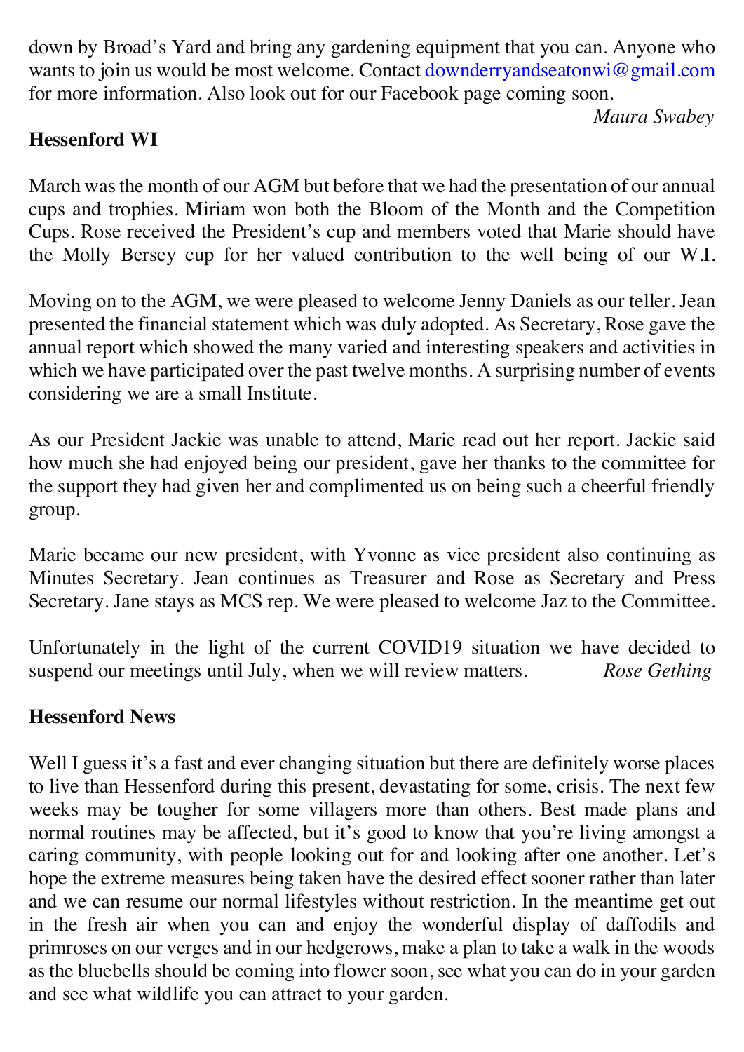down by Broad's Yard and bring any gardening equipment that you can. Anyone who wants to join us would be most welcome. Contact downderryandseatonwi@gmail.com for more information. Also look out for our Facebook page coming soon.

*Maura Swabey*

**Hessenford WI**

March was the month of our AGM but before that we had the presentation of our annual cups and trophies. Miriam won both the Bloom of the Month and the Competition Cups. Rose received the President's cup and members voted that Marie should have the Molly Bersey cup for her valued contribution to the well being of our W.I.

Moving on to the AGM, we were pleased to welcome Jenny Daniels as our teller. Jean presented the financial statement which was duly adopted. As Secretary, Rose gave the annual report which showed the many varied and interesting speakers and activities in which we have participated over the past twelve months. A surprising number of events considering we are a small Institute.

As our President Jackie was unable to attend, Marie read out her report. Jackie said how much she had enjoyed being our president, gave her thanks to the committee for the support they had given her and complimented us on being such a cheerful friendly group.

Marie became our new president, with Yvonne as vice president also continuing as Minutes Secretary. Jean continues as Treasurer and Rose as Secretary and Press Secretary. Jane stays as MCS rep. We were pleased to welcome Jaz to the Committee.

Unfortunately in the light of the current COVID19 situation we have decided to suspend our meetings until July, when we will review matters. *Rose Gething*

**Hessenford News**

Well I guess it's a fast and ever changing situation but there are definitely worse places to live than Hessenford during this present, devastating for some, crisis. The next few weeks may be tougher for some villagers more than others. Best made plans and normal routines may be affected, but it's good to know that you're living amongst a caring community, with people looking out for and looking after one another. Let's hope the extreme measures being taken have the desired effect sooner rather than later and we can resume our normal lifestyles without restriction. In the meantime get out in the fresh air when you can and enjoy the wonderful display of daffodils and primroses on our verges and in our hedgerows, make a plan to take a walk in the woods as the bluebells should be coming into flower soon, see what you can do in your garden and see what wildlife you can attract to your garden.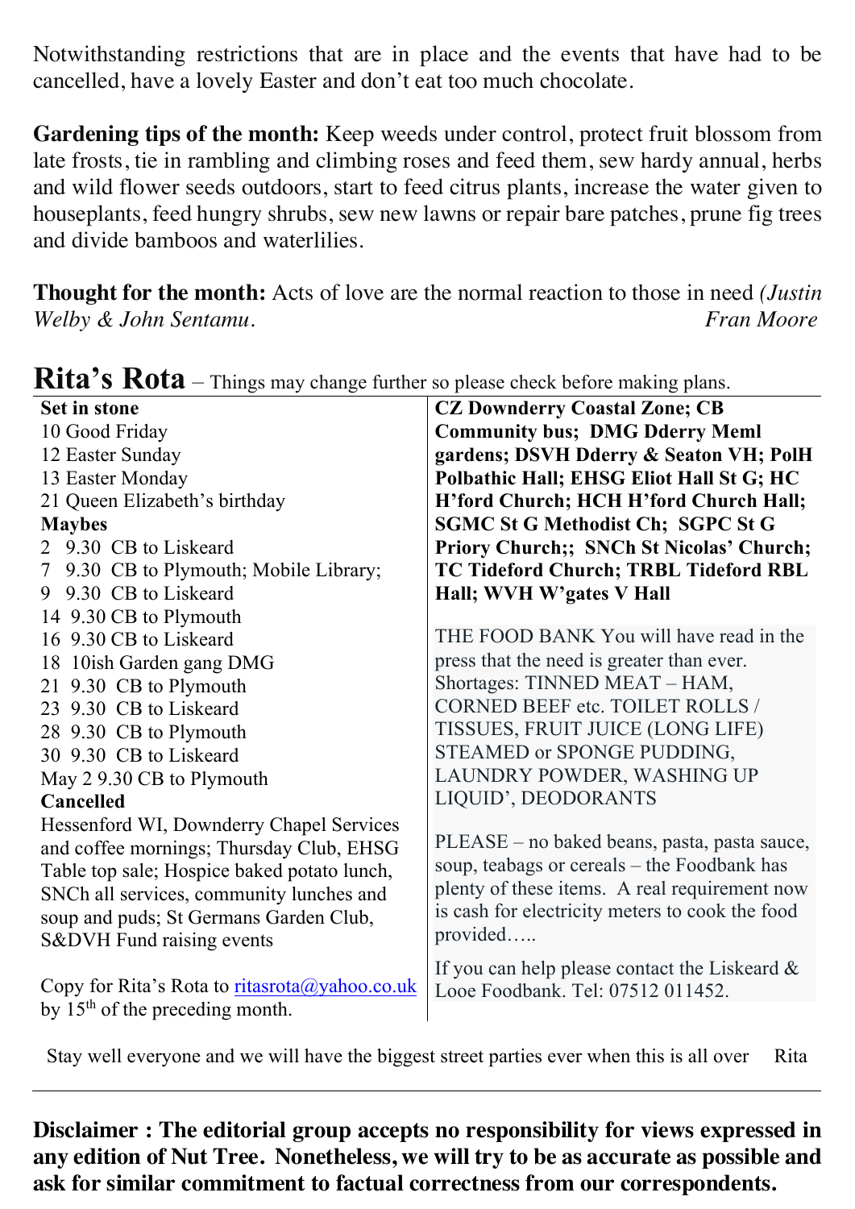Notwithstanding restrictions that are in place and the events that have had to be cancelled, have a lovely Easter and don't eat too much chocolate.

**Gardening tips of the month:** Keep weeds under control, protect fruit blossom from late frosts, tie in rambling and climbing roses and feed them, sew hardy annual, herbs and wild flower seeds outdoors, start to feed citrus plants, increase the water given to houseplants, feed hungry shrubs, sew new lawns or repair bare patches, prune fig trees and divide bamboos and waterlilies.

**Thought for the month:** Acts of love are the normal reaction to those in need *(Justin Welby & John Sentamu.* *Fran Moore*

# Rita's Rota – Things may change further so please check before making plans.

**Set in stone**
10 Good Friday
12 Easter Sunday
13 Easter Monday
21 Queen Elizabeth's birthday

**Maybes**
2 9.30 CB to Liskeard
7 9.30 CB to Plymouth; Mobile Library;
9 9.30 CB to Liskeard
14 9.30 CB to Plymouth
16 9.30 CB to Liskeard
18 10ish Garden gang DMG
21 9.30 CB to Plymouth
23 9.30 CB to Liskeard
28 9.30 CB to Plymouth
30 9.30 CB to Liskeard
May 2 9.30 CB to Plymouth

**Cancelled**
Hessenford WI, Downderry Chapel Services and coffee mornings; Thursday Club, EHSG Table top sale; Hospice baked potato lunch, SNCh all services, community lunches and soup and puds; St Germans Garden Club, S&DVH Fund raising events

Copy for Rita's Rota to ritasrota@yahoo.co.uk by 15th of the preceding month.

**CZ Downderry Coastal Zone; CB Community bus; DMG Dderry Meml gardens; DSVH Dderry & Seaton VH; PolH Polbathic Hall; EHSG Eliot Hall St G; HC H'ford Church; HCH H'ford Church Hall; SGMC St G Methodist Ch; SGPC St G Priory Church;; SNCh St Nicolas' Church; TC Tideford Church; TRBL Tideford RBL Hall; WVH W'gates V Hall**

THE FOOD BANK You will have read in the press that the need is greater than ever. Shortages: TINNED MEAT – HAM, CORNED BEEF etc. TOILET ROLLS / TISSUES, FRUIT JUICE (LONG LIFE) STEAMED or SPONGE PUDDING, LAUNDRY POWDER, WASHING UP LIQUID', DEODORANTS

PLEASE – no baked beans, pasta, pasta sauce, soup, teabags or cereals – the Foodbank has plenty of these items. A real requirement now is cash for electricity meters to cook the food provided…..

If you can help please contact the Liskeard & Looe Foodbank. Tel: 07512 011452.

Stay well everyone and we will have the biggest street parties ever when this is all over Rita

---

**Disclaimer : The editorial group accepts no responsibility for views expressed in any edition of Nut Tree. Nonetheless, we will try to be as accurate as possible and ask for similar commitment to factual correctness from our correspondents.**